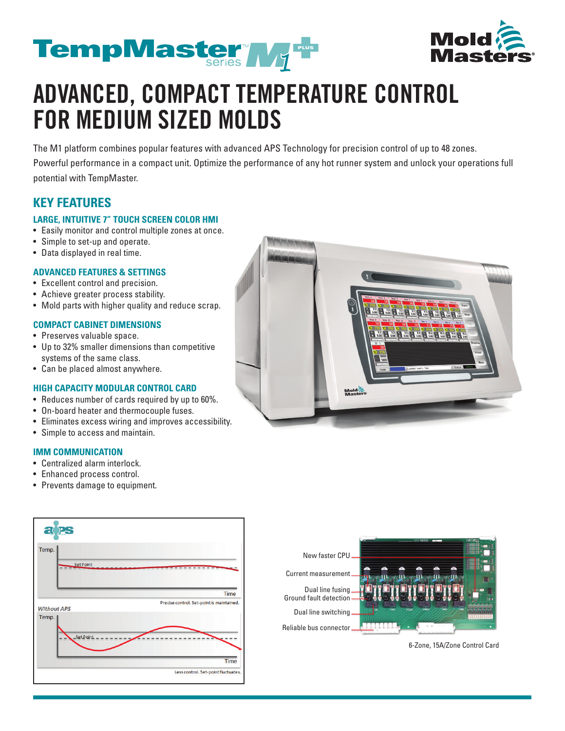# ADVANCED, COMPACT TEMPERATURE CONTROL FOR MEDIUM SIZED MOLDS

The M1 platform combines popular features with advanced APS Technology for precision control of up to 48 zones. Powerful performance in a compact unit. Optimize the performance of any hot runner system and unlock your operations full potential with TempMaster.

## KEY FEATURES

### LARGE, INTUITIVE 7" TOUCH SCREEN COLOR HMI

- Easily monitor and control multiple zones at once.
- Simple to set-up and operate.
- Data displayed in real time.

### ADVANCED FEATURES & SETTINGS

- Excellent control and precision.
- Achieve greater process stability.
- Mold parts with higher quality and reduce scrap.

### COMPACT CABINET DIMENSIONS

- Preserves valuable space.
- Up to 32% smaller dimensions than competitive systems of the same class.
- Can be placed almost anywhere.

### HIGH CAPACITY MODULAR CONTROL CARD

- Reduces number of cards required by up to 60%.
- On-board heater and thermocouple fuses.
- Eliminates excess wiring and improves accessibility.
- Simple to access and maintain.

### IMM COMMUNICATION

- Centralized alarm interlock.
- Enhanced process control.
- Prevents damage to equipment.

Precise control. Set-point is maintained.

Without APS

Less control. Set-point fluctuates.

New faster CPU

Current measurement

Dual line fusing
Ground fault detection

Dual line switching

Reliable bus connector

6-Zone, 15A/Zone Control Card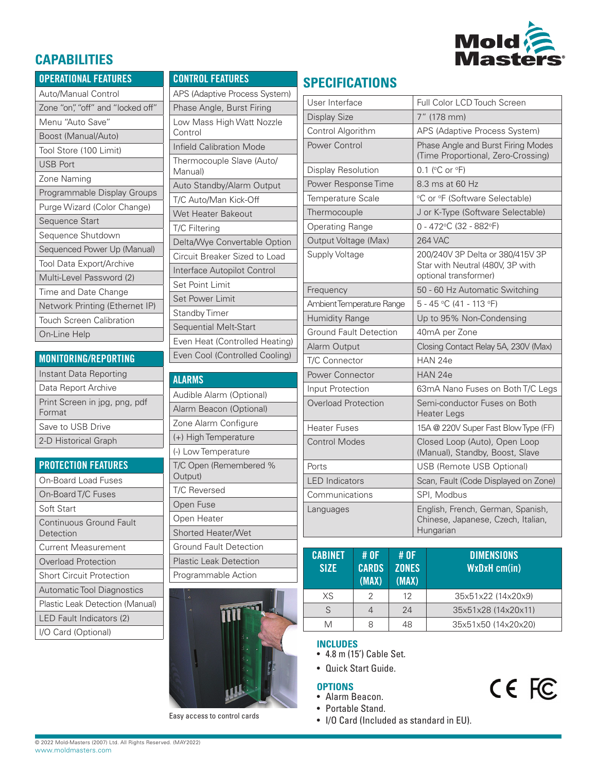# CAPABILITIES

| OPERATIONAL FEATURES |
|---|
| Auto/Manual Control |
| Zone "on", "off" and "locked off" |
| Menu "Auto Save" |
| Boost (Manual/Auto) |
| Tool Store (100 Limit) |
| USB Port |
| Zone Naming |
| Programmable Display Groups |
| Purge Wizard (Color Change) |
| Sequence Start |
| Sequence Shutdown |
| Sequenced Power Up (Manual) |
| Tool Data Export/Archive |
| Multi-Level Password (2) |
| Time and Date Change |
| Network Printing (Ethernet IP) |
| Touch Screen Calibration |
| On-Line Help |

| MONITORING/REPORTING |
|---|
| Instant Data Reporting |
| Data Report Archive |
| Print Screen in jpg, png, pdf Format |
| Save to USB Drive |
| 2-D Historical Graph |

| PROTECTION FEATURES |
|---|
| On-Board Load Fuses |
| On-Board T/C Fuses |
| Soft Start |
| Continuous Ground Fault Detection |
| Current Measurement |
| Overload Protection |
| Short Circuit Protection |
| Automatic Tool Diagnostics |
| Plastic Leak Detection (Manual) |
| LED Fault Indicators (2) |
| I/O Card (Optional) |

| CONTROL FEATURES |
|---|
| APS (Adaptive Process System) |
| Phase Angle, Burst Firing |
| Low Mass High Watt Nozzle Control |
| Infield Calibration Mode |
| Thermocouple Slave (Auto/Manual) |
| Auto Standby/Alarm Output |
| T/C Auto/Man Kick-Off |
| Wet Heater Bakeout |
| T/C Filtering |
| Delta/Wye Convertable Option |
| Circuit Breaker Sized to Load |
| Interface Autopilot Control |
| Set Point Limit |
| Set Power Limit |
| Standby Timer |
| Sequential Melt-Start |
| Even Heat (Controlled Heating) |
| Even Cool (Controlled Cooling) |

| ALARMS |
|---|
| Audible Alarm (Optional) |
| Alarm Beacon (Optional) |
| Zone Alarm Configure |
| (+) High Temperature |
| (-) Low Temperature |
| T/C Open (Remembered % Output) |
| T/C Reversed |
| Open Fuse |
| Open Heater |
| Shorted Heater/Wet |
| Ground Fault Detection |
| Plastic Leak Detection |
| Programmable Action |

Easy access to control cards

# SPECIFICATIONS

| | |
|---|---|
| User Interface | Full Color LCD Touch Screen |
| Display Size | 7" (178 mm) |
| Control Algorithm | APS (Adaptive Process System) |
| Power Control | Phase Angle and Burst Firing Modes (Time Proportional, Zero-Crossing) |
| Display Resolution | 0.1 (°C or °F) |
| Power Response Time | 8.3 ms at 60 Hz |
| Temperature Scale | °C or °F (Software Selectable) |
| Thermocouple | J or K-Type (Software Selectable) |
| Operating Range | 0 - 472°C (32 - 882°F) |
| Output Voltage (Max) | 264 VAC |
| Supply Voltage | 200/240V 3P Delta or 380/415V 3P Star with Neutral (480V, 3P with optional transformer) |
| Frequency | 50 - 60 Hz Automatic Switching |
| Ambient Temperature Range | 5 - 45 °C (41 - 113 °F) |
| Humidity Range | Up to 95% Non-Condensing |
| Ground Fault Detection | 40mA per Zone |
| Alarm Output | Closing Contact Relay 5A, 230V (Max) |
| T/C Connector | HAN 24e |
| Power Connector | HAN 24e |
| Input Protection | 63mA Nano Fuses on Both T/C Legs |
| Overload Protection | Semi-conductor Fuses on Both Heater Legs |
| Heater Fuses | 15A @ 220V Super Fast Blow Type (FF) |
| Control Modes | Closed Loop (Auto), Open Loop (Manual), Standby, Boost, Slave |
| Ports | USB (Remote USB Optional) |
| LED Indicators | Scan, Fault (Code Displayed on Zone) |
| Communications | SPI, Modbus |
| Languages | English, French, German, Spanish, Chinese, Japanese, Czech, Italian, Hungarian |

| CABINET SIZE | # OF CARDS (MAX) | # OF ZONES (MAX) | DIMENSIONS WxDxH cm(in) |
|---|---|---|---|
| XS | 2 | 12 | 35x51x22 (14x20x9) |
| S | 4 | 24 | 35x51x28 (14x20x11) |
| M | 8 | 48 | 35x51x50 (14x20x20) |

## INCLUDES

- 4.8 m (15') Cable Set.
- Quick Start Guide.

## OPTIONS

- Alarm Beacon.
- Portable Stand.
- I/O Card (Included as standard in EU).

CE FC

© 2022 Mold-Masters (2007) Ltd. All Rights Reserved. (MAY2022)
www.moldmasters.com